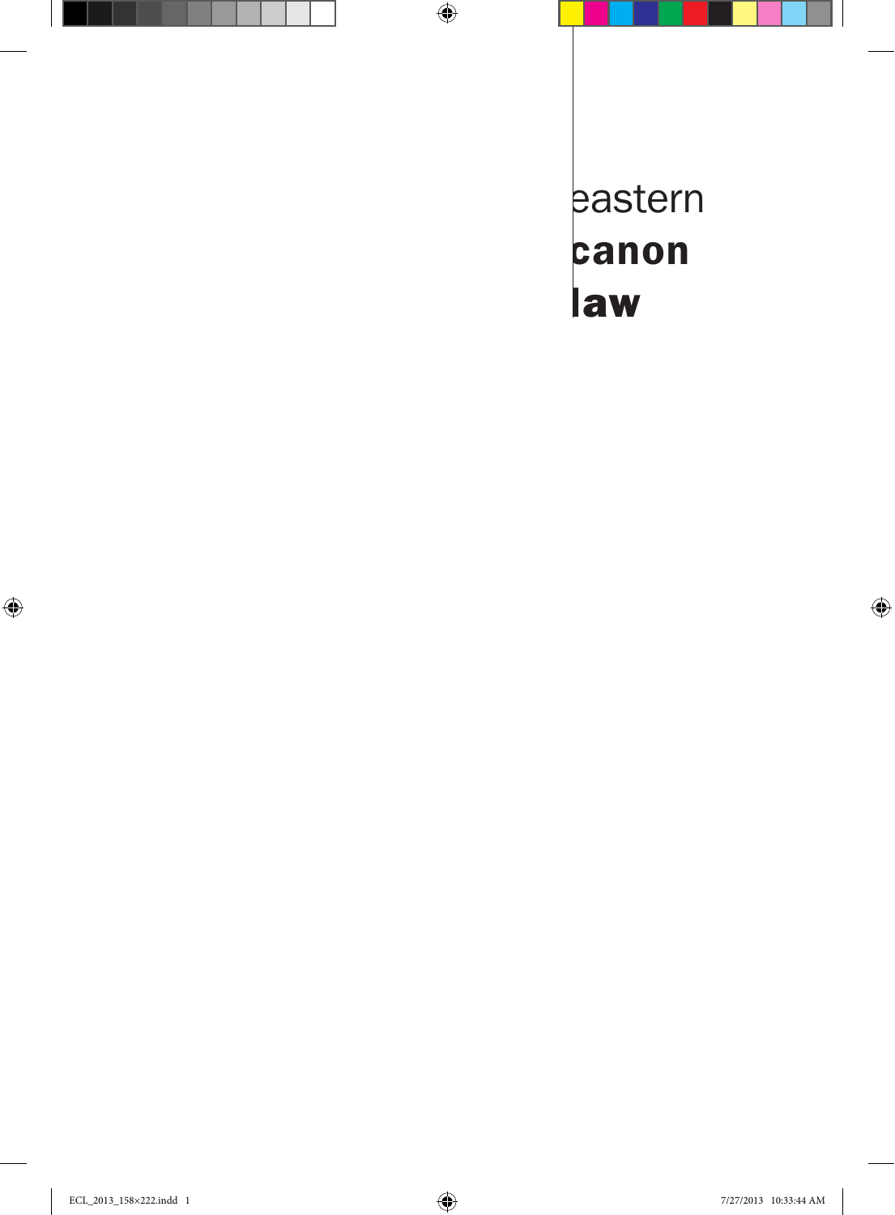eastern
**canon**
**law**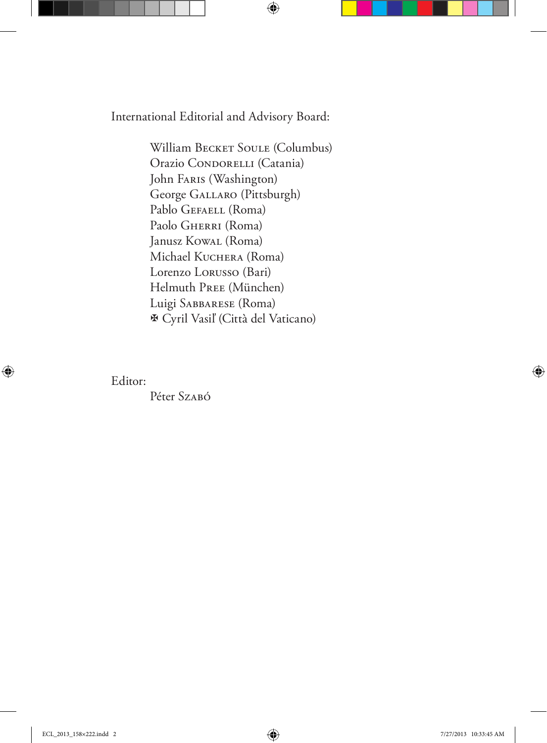International Editorial and Advisory Board:

William Becket Soule (Columbus)
Orazio Condorelli (Catania)
John Faris (Washington)
George Gallaro (Pittsburgh)
Pablo Gefaell (Roma)
Paolo Gherri (Roma)
Janusz Kowal (Roma)
Michael Kuchera (Roma)
Lorenzo Lorusso (Bari)
Helmuth Pree (München)
Luigi Sabbarese (Roma)
✠ Cyril Vasiľ (Città del Vaticano)

Editor:

Péter Szabó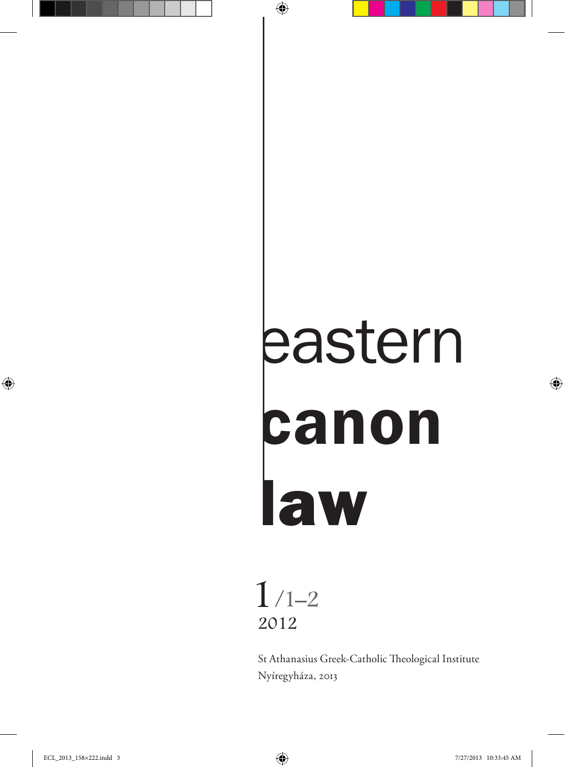# eastern **canon** **law**

1/1–2
2012

St Athanasius Greek-Catholic Theological Institute
Nyíregyháza, 2013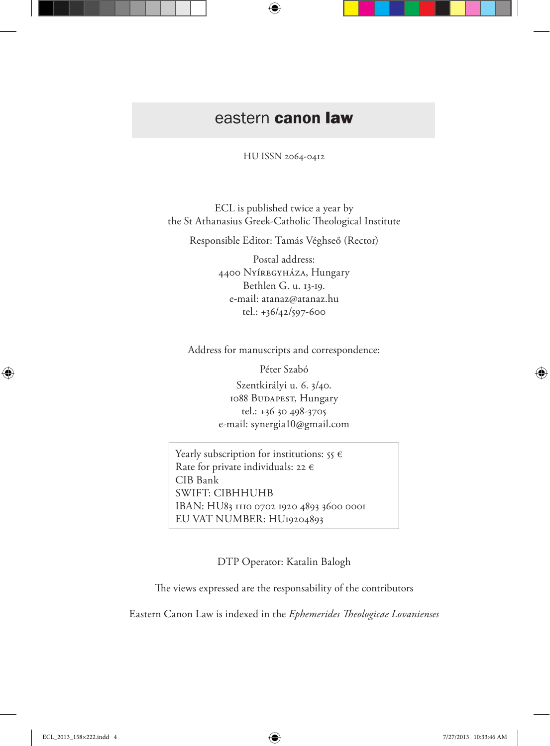# eastern **canon law**

HU ISSN 2064-0412

ECL is published twice a year by
the St Athanasius Greek-Catholic Theological Institute

Responsible Editor: Tamás Véghseő (Rector)

Postal address:
4400 Nyíregyháza, Hungary
Bethlen G. u. 13-19.
e-mail: atanaz@atanaz.hu
tel.: +36/42/597-600

Address for manuscripts and correspondence:

Péter Szabó

Szentkirályi u. 6. 3/40.
1088 Budapest, Hungary
tel.: +36 30 498-3705
e-mail: synergia10@gmail.com

Yearly subscription for institutions: 55 €
Rate for private individuals: 22 €
CIB Bank
SWIFT: CIBHHUHB
IBAN: HU83 1110 0702 1920 4893 3600 0001
EU VAT NUMBER: HU19204893

DTP Operator: Katalin Balogh

The views expressed are the responsability of the contributors

Eastern Canon Law is indexed in the *Ephemerides Theologicae Lovanienses*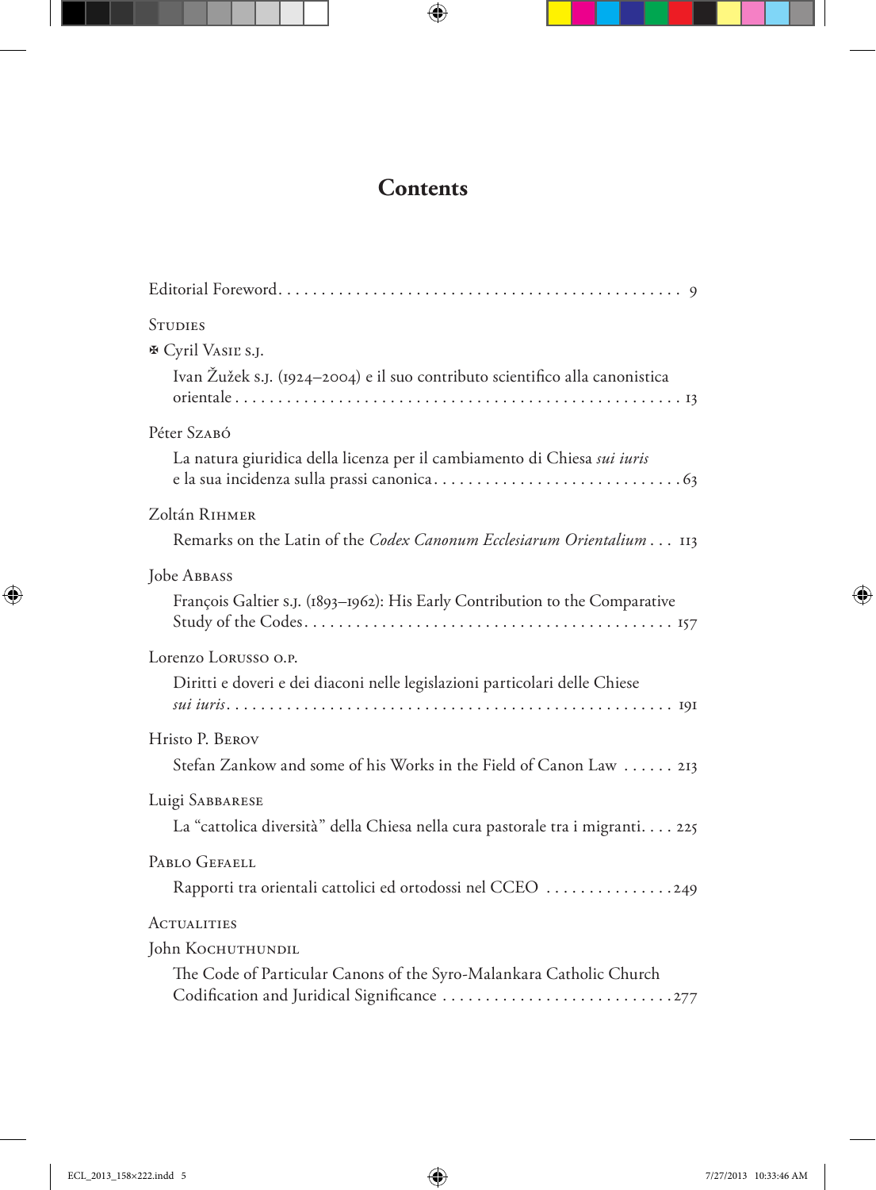# Contents

Editorial Foreword . . . 9

STUDIES

✠ Cyril VASIĽ S.J.

Ivan Žužek S.J. (1924–2004) e il suo contributo scientifico alla canonistica orientale . . . 13

Péter SZABÓ

La natura giuridica della licenza per il cambiamento di Chiesa *sui iuris* e la sua incidenza sulla prassi canonica . . . 63

Zoltán RIHMER

Remarks on the Latin of the *Codex Canonum Ecclesiarum Orientalium* . . . 113

Jobe ABBASS

François Galtier S.J. (1893–1962): His Early Contribution to the Comparative Study of the Codes . . . 157

Lorenzo LORUSSO O.P.

Diritti e doveri e dei diaconi nelle legislazioni particolari delle Chiese *sui iuris* . . . 191

Hristo P. BEROV

Stefan Zankow and some of his Works in the Field of Canon Law . . . 213

Luigi SABBARESE

La "cattolica diversità" della Chiesa nella cura pastorale tra i migranti . . . 225

PABLO GEFAELL

Rapporti tra orientali cattolici ed ortodossi nel CCEO . . . 249

ACTUALITIES

John KOCHUTHUNDIL

The Code of Particular Canons of the Syro-Malankara Catholic Church Codification and Juridical Significance . . . 277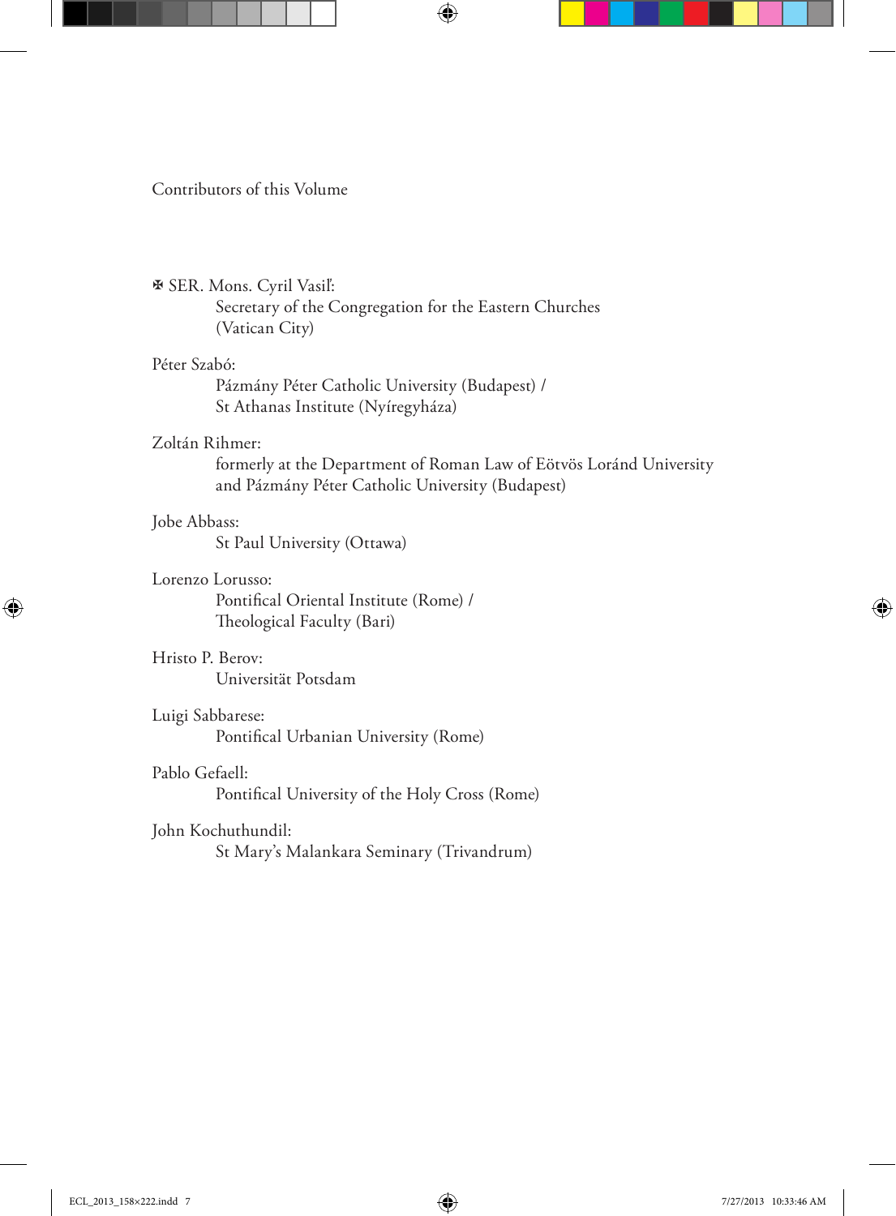## Contributors of this Volume

✠ SER. Mons. Cyril Vasiľ:
  Secretary of the Congregation for the Eastern Churches
  (Vatican City)

Péter Szabó:
  Pázmány Péter Catholic University (Budapest) /
  St Athanas Institute (Nyíregyháza)

Zoltán Rihmer:
  formerly at the Department of Roman Law of Eötvös Loránd University
  and Pázmány Péter Catholic University (Budapest)

Jobe Abbass:
  St Paul University (Ottawa)

Lorenzo Lorusso:
  Pontifical Oriental Institute (Rome) /
  Theological Faculty (Bari)

Hristo P. Berov:
  Universität Potsdam

Luigi Sabbarese:
  Pontifical Urbanian University (Rome)

Pablo Gefaell:
  Pontifical University of the Holy Cross (Rome)

John Kochuthundil:
  St Mary's Malankara Seminary (Trivandrum)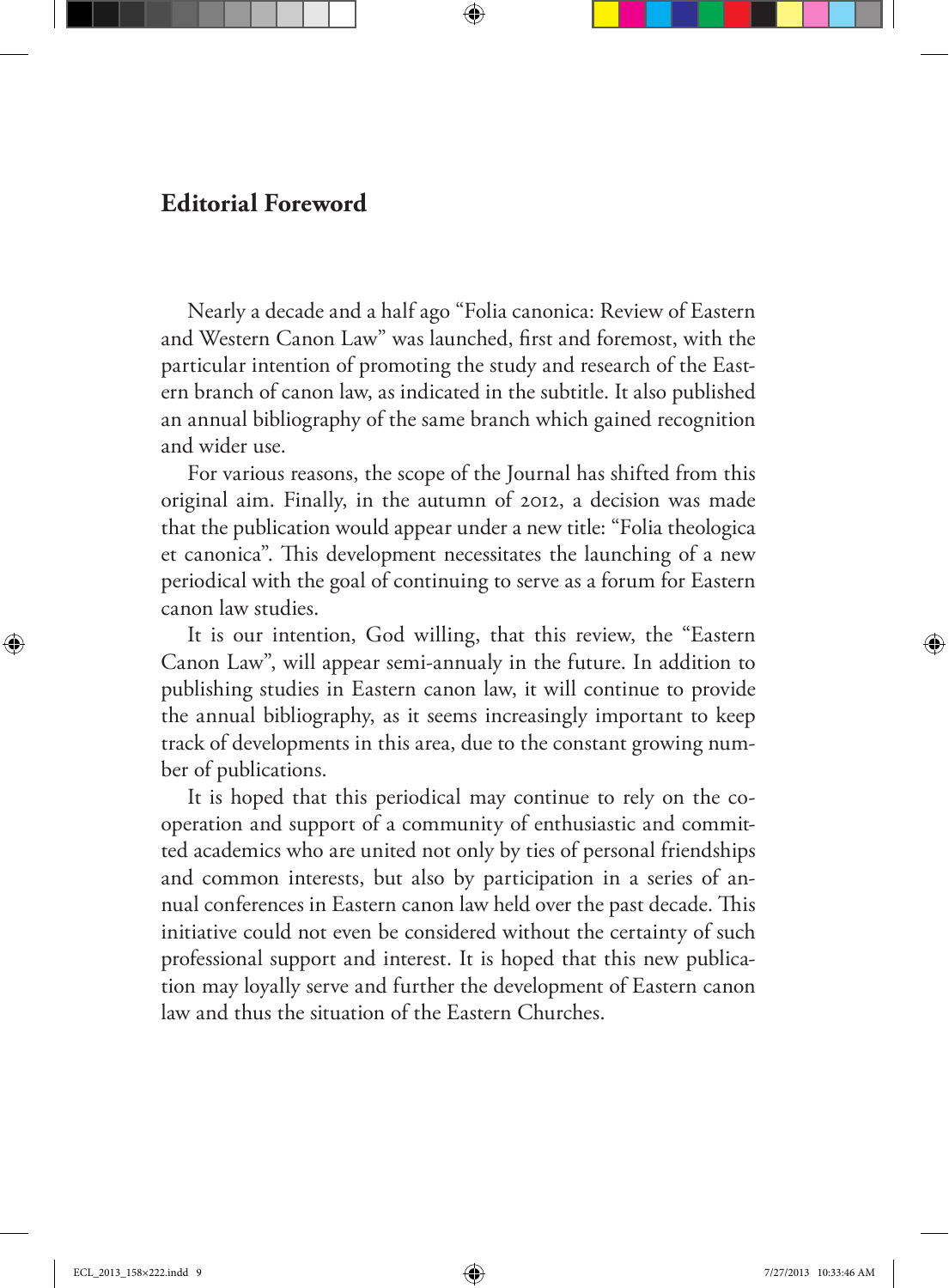## Editorial Foreword

Nearly a decade and a half ago "Folia canonica: Review of Eastern and Western Canon Law" was launched, first and foremost, with the particular intention of promoting the study and research of the Eastern branch of canon law, as indicated in the subtitle. It also published an annual bibliography of the same branch which gained recognition and wider use.

For various reasons, the scope of the Journal has shifted from this original aim. Finally, in the autumn of 2012, a decision was made that the publication would appear under a new title: "Folia theologica et canonica". This development necessitates the launching of a new periodical with the goal of continuing to serve as a forum for Eastern canon law studies.

It is our intention, God willing, that this review, the "Eastern Canon Law", will appear semi-annualy in the future. In addition to publishing studies in Eastern canon law, it will continue to provide the annual bibliography, as it seems increasingly important to keep track of developments in this area, due to the constant growing number of publications.

It is hoped that this periodical may continue to rely on the cooperation and support of a community of enthusiastic and committed academics who are united not only by ties of personal friendships and common interests, but also by participation in a series of annual conferences in Eastern canon law held over the past decade. This initiative could not even be considered without the certainty of such professional support and interest. It is hoped that this new publication may loyally serve and further the development of Eastern canon law and thus the situation of the Eastern Churches.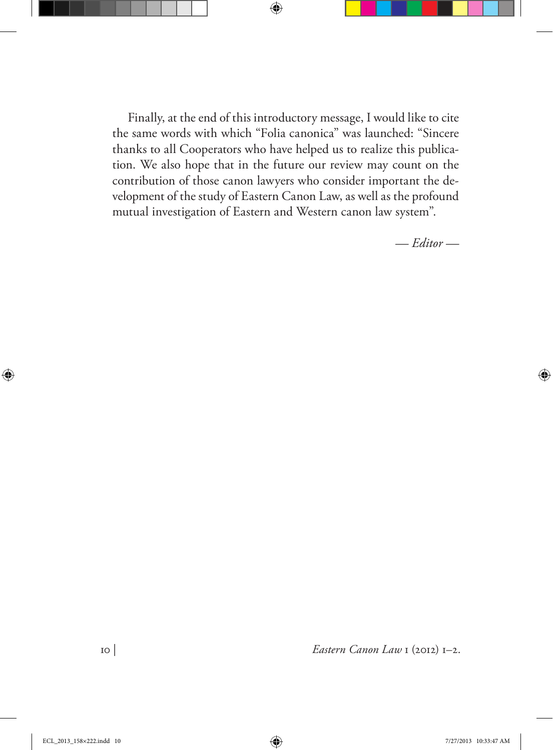Finally, at the end of this introductory message, I would like to cite the same words with which "Folia canonica" was launched: "Sincere thanks to all Cooperators who have helped us to realize this publication. We also hope that in the future our review may count on the contribution of those canon lawyers who consider important the development of the study of Eastern Canon Law, as well as the profound mutual investigation of Eastern and Western canon law system".

— *Editor* —